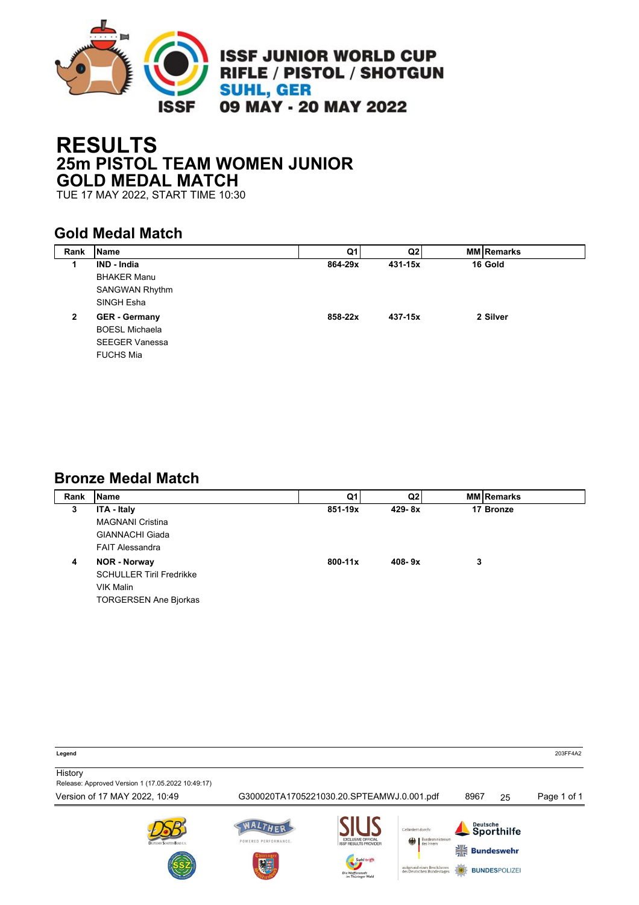ISSF JUNIOR WORLD CUP
RIFLE / PISTOL / SHOTGUN
SUHL, GER
09 MAY - 20 MAY 2022

# RESULTS
## 25m PISTOL TEAM WOMEN JUNIOR
## GOLD MEDAL MATCH

TUE 17 MAY 2022, START TIME 10:30

### Gold Medal Match

| Rank | Name | Q1 | Q2 | MM | Remarks |
|---|---|---|---|---|---|
| 1 | **IND - India** | 864-29x | 431-15x | 16 | Gold |
| | BHAKER Manu | | | | |
| | SANGWAN Rhythm | | | | |
| | SINGH Esha | | | | |
| 2 | **GER - Germany** | 858-22x | 437-15x | 2 | Silver |
| | BOESL Michaela | | | | |
| | SEEGER Vanessa | | | | |
| | FUCHS Mia | | | | |

### Bronze Medal Match

| Rank | Name | Q1 | Q2 | MM | Remarks |
|---|---|---|---|---|---|
| 3 | **ITA - Italy** | 851-19x | 429- 8x | 17 | Bronze |
| | MAGNANI Cristina | | | | |
| | GIANNACHI Giada | | | | |
| | FAIT Alessandra | | | | |
| 4 | **NOR - Norway** | 800-11x | 408- 9x | 3 | |
| | SCHULLER Tiril Fredrikke | | | | |
| | VIK Malin | | | | |
| | TORGERSEN Ane Bjorkas | | | | |

**Legend** 203FF4A2

History
Release: Approved Version 1 (17.05.2022 10:49:17)

Version of 17 MAY 2022, 10:49 G300020TA1705221030.20.SPTEAMWJ.0.001.pdf 8967 25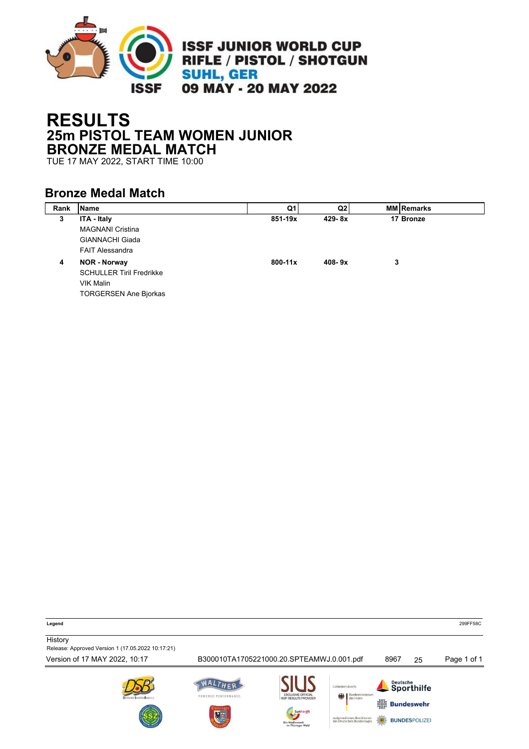# RESULTS
## 25m PISTOL TEAM WOMEN JUNIOR
## BRONZE MEDAL MATCH
TUE 17 MAY 2022, START TIME 10:00

### Bronze Medal Match

| Rank | Name | Q1 | Q2 | MM | Remarks |
|---|---|---|---|---|---|
| **3** | **ITA - Italy** | **851-19x** | **429- 8x** | **17** | **Bronze** |
| | MAGNANI Cristina | | | | |
| | GIANNACHI Giada | | | | |
| | FAIT Alessandra | | | | |
| **4** | **NOR - Norway** | **800-11x** | **408- 9x** | **3** | |
| | SCHULLER Tiril Fredrikke | | | | |
| | VIK Malin | | | | |
| | TORGERSEN Ane Bjorkas | | | | |

**Legend**

History

Release: Approved Version 1 (17.05.2022 10:17:21)

Version of 17 MAY 2022, 10:17 B300010TA1705221000.20.SPTEAMWJ.0.001.pdf 8967 25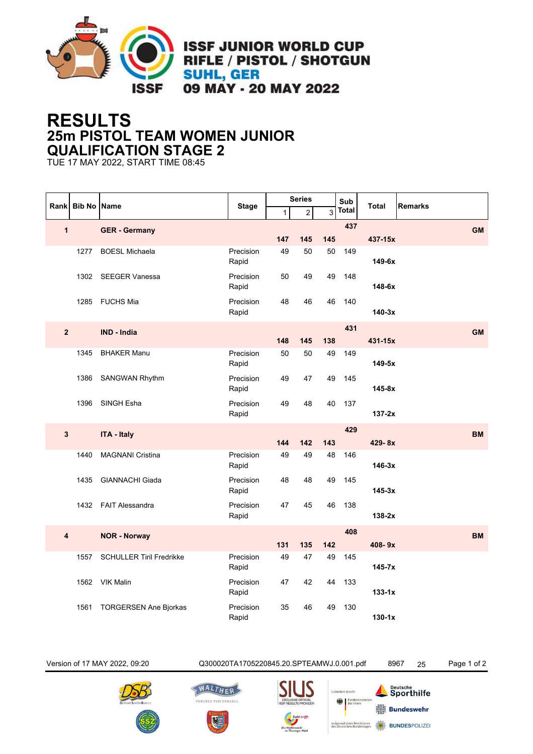# RESULTS

## 25m PISTOL TEAM WOMEN JUNIOR

## QUALIFICATION STAGE 2

TUE 17 MAY 2022, START TIME 08:45

| Rank | Bib No | Name | Stage | Series 1 | Series 2 | Series 3 | Sub Total | Total | Remarks |
|---|---|---|---|---|---|---|---|---|---|
| 1 | | GER - Germany | | 147 | 145 | 145 | 437 | 437-15x | GM |
| | 1277 | BOESL Michaela | Precision<br>Rapid | 49 | 50 | 50 | 149 | 149-6x | |
| | 1302 | SEEGER Vanessa | Precision<br>Rapid | 50 | 49 | 49 | 148 | 148-6x | |
| | 1285 | FUCHS Mia | Precision<br>Rapid | 48 | 46 | 46 | 140 | 140-3x | |
| 2 | | IND - India | | 148 | 145 | 138 | 431 | 431-15x | GM |
| | 1345 | BHAKER Manu | Precision<br>Rapid | 50 | 50 | 49 | 149 | 149-5x | |
| | 1386 | SANGWAN Rhythm | Precision<br>Rapid | 49 | 47 | 49 | 145 | 145-8x | |
| | 1396 | SINGH Esha | Precision<br>Rapid | 49 | 48 | 40 | 137 | 137-2x | |
| 3 | | ITA - Italy | | 144 | 142 | 143 | 429 | 429- 8x | BM |
| | 1440 | MAGNANI Cristina | Precision<br>Rapid | 49 | 49 | 48 | 146 | 146-3x | |
| | 1435 | GIANNACHI Giada | Precision<br>Rapid | 48 | 48 | 49 | 145 | 145-3x | |
| | 1432 | FAIT Alessandra | Precision<br>Rapid | 47 | 45 | 46 | 138 | 138-2x | |
| 4 | | NOR - Norway | | 131 | 135 | 142 | 408 | 408- 9x | BM |
| | 1557 | SCHULLER Tiril Fredrikke | Precision<br>Rapid | 49 | 47 | 49 | 145 | 145-7x | |
| | 1562 | VIK Malin | Precision<br>Rapid | 47 | 42 | 44 | 133 | 133-1x | |
| | 1561 | TORGERSEN Ane Bjorkas | Precision<br>Rapid | 35 | 46 | 49 | 130 | 130-1x | |

Version of 17 MAY 2022, 09:20    Q300020TA1705220845.20.SPTEAMWJ.0.001.pdf    8967    25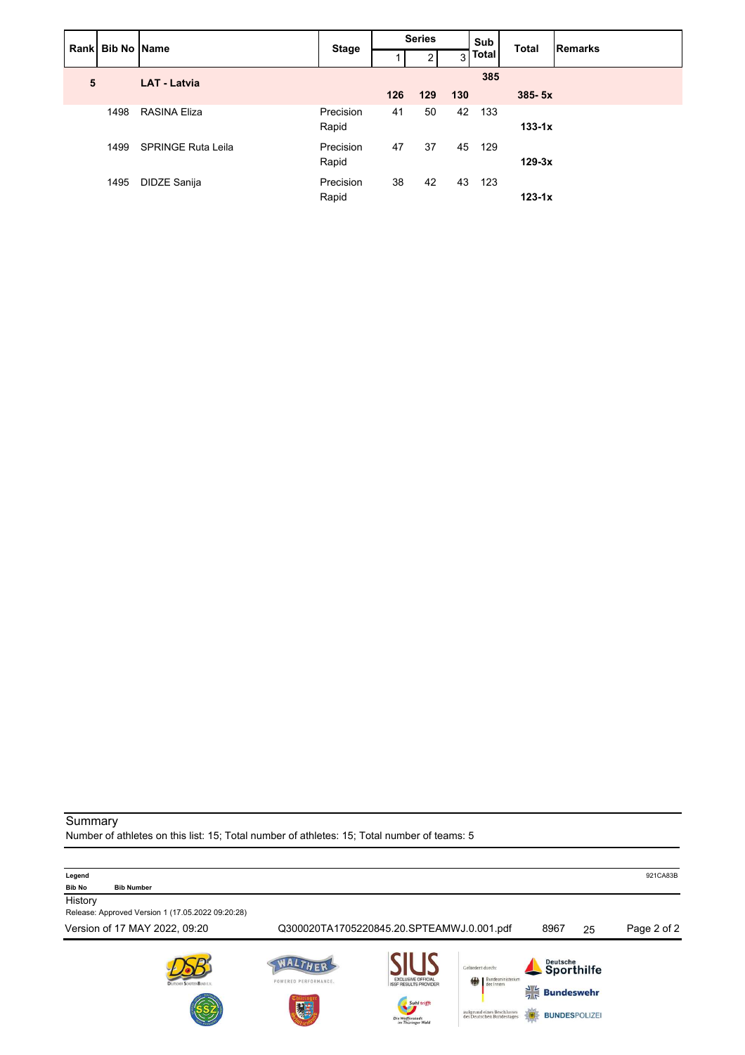| Rank | Bib No | Name | Stage | Series | | | Sub Total | Total | Remarks |
|---|---|---|---|---|---|---|---|---|---|
| | | | | 1 | 2 | 3 | | | |
| 5 | | LAT - Latvia | | 126 | 129 | 130 | 385 | 385- 5x | |
| | 1498 | RASINA Eliza | Precision | 41 | 50 | 42 | 133 | | |
| | | | Rapid | | | | | 133-1x | |
| | 1499 | SPRINGE Ruta Leila | Precision | 47 | 37 | 45 | 129 | | |
| | | | Rapid | | | | | 129-3x | |
| | 1495 | DIDZE Sanija | Precision | 38 | 42 | 43 | 123 | | |
| | | | Rapid | | | | | 123-1x | |

Summary

Number of athletes on this list: 15; Total number of athletes: 15; Total number of teams: 5

**Legend**

**Bib No** **Bib Number**

921CA83B

History

Release: Approved Version 1 (17.05.2022 09:20:28)

Version of 17 MAY 2022, 09:20 Q300020TA1705220845.20.SPTEAMWJ.0.001.pdf 8967 25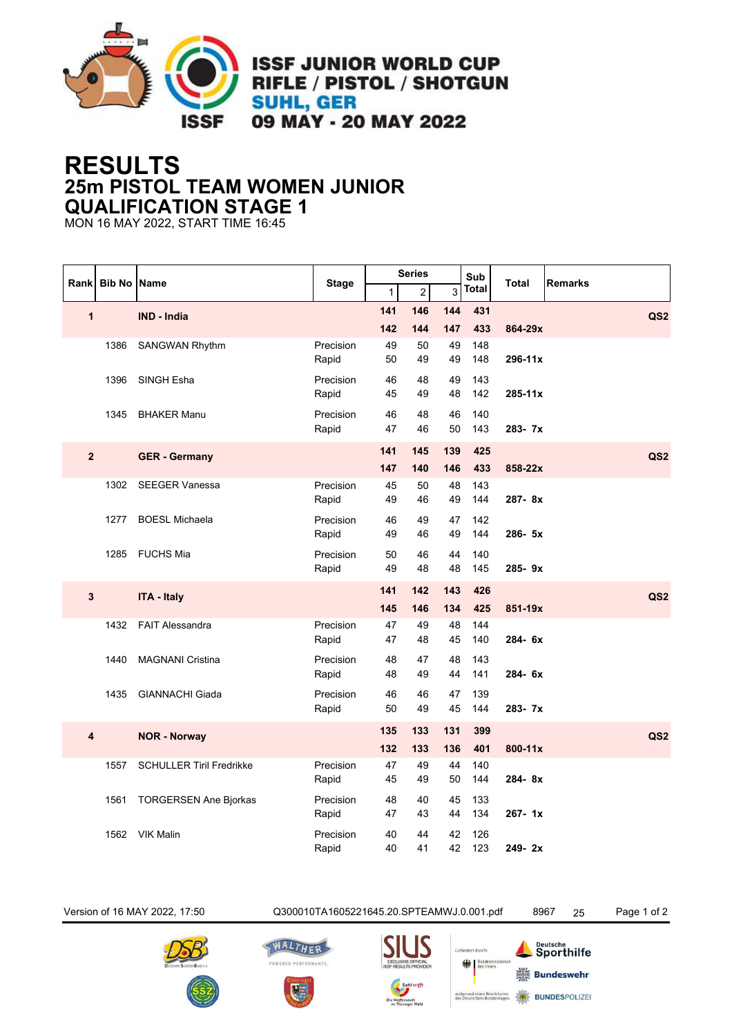# ISSF JUNIOR WORLD CUP RIFLE / PISTOL / SHOTGUN

SUHL, GER
09 MAY - 20 MAY 2022

# RESULTS
## 25m PISTOL TEAM WOMEN JUNIOR
## QUALIFICATION STAGE 1

MON 16 MAY 2022, START TIME 16:45

| Rank | Bib No | Name | Stage | Series 1 | Series 2 | Series 3 | Sub Total | Total | Remarks |
|---|---|---|---|---|---|---|---|---|---|
| **1** | | **IND - India** | | **141** | **146** | **144** | **431** | | **QS2** |
| | | | | **142** | **144** | **147** | **433** | **864-29x** | |
| | 1386 | SANGWAN Rhythm | Precision | 49 | 50 | 49 | 148 | | |
| | | | Rapid | 50 | 49 | 49 | 148 | **296-11x** | |
| | 1396 | SINGH Esha | Precision | 46 | 48 | 49 | 143 | | |
| | | | Rapid | 45 | 49 | 48 | 142 | **285-11x** | |
| | 1345 | BHAKER Manu | Precision | 46 | 48 | 46 | 140 | | |
| | | | Rapid | 47 | 46 | 50 | 143 | **283- 7x** | |
| **2** | | **GER - Germany** | | **141** | **145** | **139** | **425** | | **QS2** |
| | | | | **147** | **140** | **146** | **433** | **858-22x** | |
| | 1302 | SEEGER Vanessa | Precision | 45 | 50 | 48 | 143 | | |
| | | | Rapid | 49 | 46 | 49 | 144 | **287- 8x** | |
| | 1277 | BOESL Michaela | Precision | 46 | 49 | 47 | 142 | | |
| | | | Rapid | 49 | 46 | 49 | 144 | **286- 5x** | |
| | 1285 | FUCHS Mia | Precision | 50 | 46 | 44 | 140 | | |
| | | | Rapid | 49 | 48 | 48 | 145 | **285- 9x** | |
| **3** | | **ITA - Italy** | | **141** | **142** | **143** | **426** | | **QS2** |
| | | | | **145** | **146** | **134** | **425** | **851-19x** | |
| | 1432 | FAIT Alessandra | Precision | 47 | 49 | 48 | 144 | | |
| | | | Rapid | 47 | 48 | 45 | 140 | **284- 6x** | |
| | 1440 | MAGNANI Cristina | Precision | 48 | 47 | 48 | 143 | | |
| | | | Rapid | 48 | 49 | 44 | 141 | **284- 6x** | |
| | 1435 | GIANNACHI Giada | Precision | 46 | 46 | 47 | 139 | | |
| | | | Rapid | 50 | 49 | 45 | 144 | **283- 7x** | |
| **4** | | **NOR - Norway** | | **135** | **133** | **131** | **399** | | **QS2** |
| | | | | **132** | **133** | **136** | **401** | **800-11x** | |
| | 1557 | SCHULLER Tiril Fredrikke | Precision | 47 | 49 | 44 | 140 | | |
| | | | Rapid | 45 | 49 | 50 | 144 | **284- 8x** | |
| | 1561 | TORGERSEN Ane Bjorkas | Precision | 48 | 40 | 45 | 133 | | |
| | | | Rapid | 47 | 43 | 44 | 134 | **267- 1x** | |
| | 1562 | VIK Malin | Precision | 40 | 44 | 42 | 126 | | |
| | | | Rapid | 40 | 41 | 42 | 123 | **249- 2x** | |

Version of 16 MAY 2022, 17:50 Q300010TA1605221645.20.SPTEAMWJ.0.001.pdf 8967 25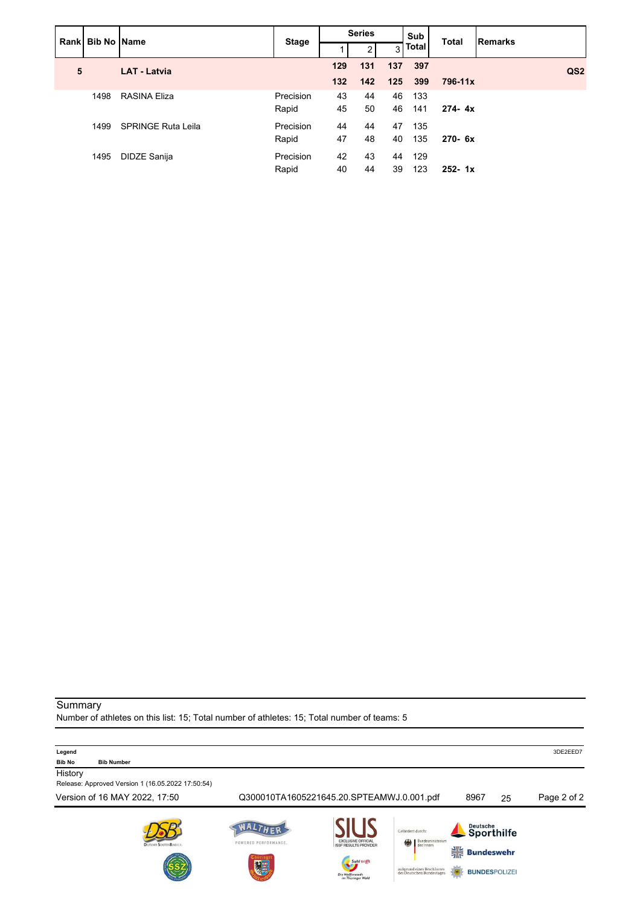| Rank | Bib No | Name | Stage | Series 1 | 2 | 3 | Sub Total | Total | Remarks |
|---|---|---|---|---|---|---|---|---|---|
| 5 | | LAT - Latvia | | 129 | 131 | 137 | 397 | | QS2 |
| | | | | 132 | 142 | 125 | 399 | 796-11x | |
| | 1498 | RASINA Eliza | Precision | 43 | 44 | 46 | 133 | | |
| | | | Rapid | 45 | 50 | 46 | 141 | 274- 4x | |
| | 1499 | SPRINGE Ruta Leila | Precision | 44 | 44 | 47 | 135 | | |
| | | | Rapid | 47 | 48 | 40 | 135 | 270- 6x | |
| | 1495 | DIDZE Sanija | Precision | 42 | 43 | 44 | 129 | | |
| | | | Rapid | 40 | 44 | 39 | 123 | 252- 1x | |

Summary

Number of athletes on this list: 15; Total number of athletes: 15; Total number of teams: 5

**Legend** 3DE2EED7

**Bib No** **Bib Number**

History

Release: Approved Version 1 (16.05.2022 17:50:54)

Version of 16 MAY 2022, 17:50 Q300010TA1605221645.20.SPTEAMWJ.0.001.pdf 8967 25